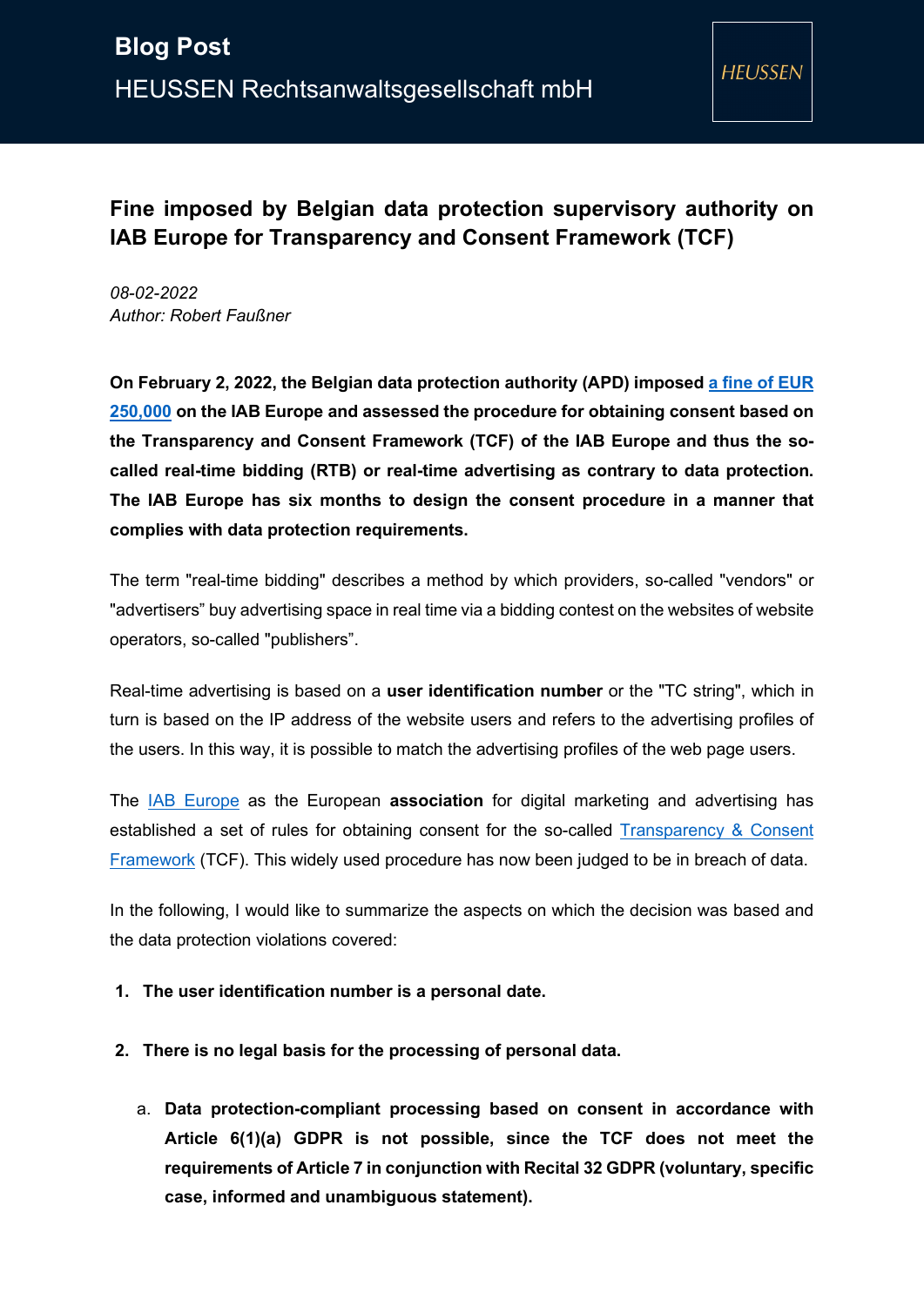Blog Post

HEUSSEN Rechtsanwaltsgesellschaft mbH

HEUSSEN

# Fine imposed by Belgian data protection supervisory authority on IAB Europe for Transparency and Consent Framework (TCF)

*08-02-2022*
*Author: Robert Faußner*

**On February 2, 2022, the Belgian data protection authority (APD) imposed a fine of EUR 250,000 on the IAB Europe and assessed the procedure for obtaining consent based on the Transparency and Consent Framework (TCF) of the IAB Europe and thus the so-called real-time bidding (RTB) or real-time advertising as contrary to data protection. The IAB Europe has six months to design the consent procedure in a manner that complies with data protection requirements.**

The term "real-time bidding" describes a method by which providers, so-called "vendors" or "advertisers" buy advertising space in real time via a bidding contest on the websites of website operators, so-called "publishers".

Real-time advertising is based on a **user identification number** or the "TC string", which in turn is based on the IP address of the website users and refers to the advertising profiles of the users. In this way, it is possible to match the advertising profiles of the web page users.

The IAB Europe as the European **association** for digital marketing and advertising has established a set of rules for obtaining consent for the so-called Transparency & Consent Framework (TCF). This widely used procedure has now been judged to be in breach of data.

In the following, I would like to summarize the aspects on which the decision was based and the data protection violations covered:

1. **The user identification number is a personal date.**
2. **There is no legal basis for the processing of personal data.**
   a. **Data protection-compliant processing based on consent in accordance with Article 6(1)(a) GDPR is not possible, since the TCF does not meet the requirements of Article 7 in conjunction with Recital 32 GDPR (voluntary, specific case, informed and unambiguous statement).**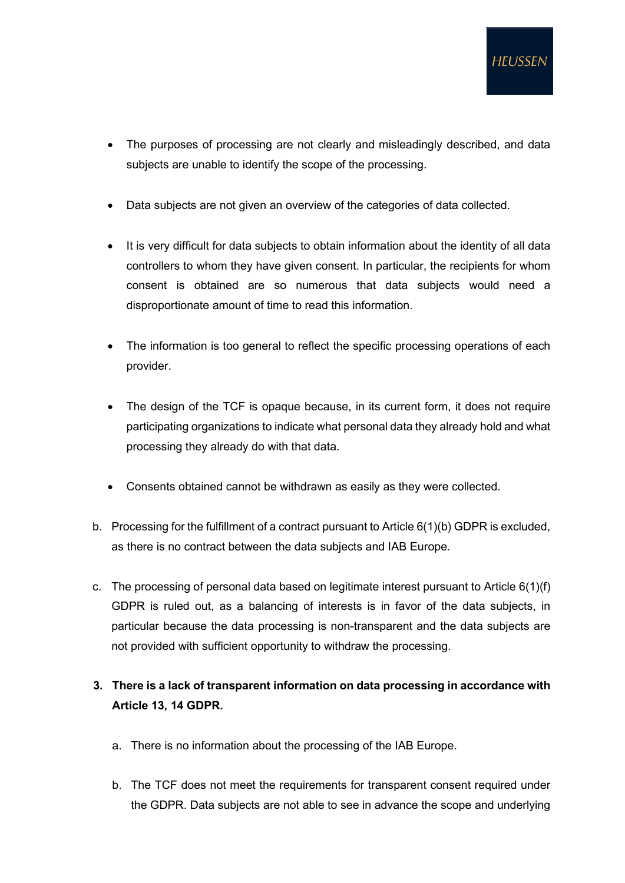- The purposes of processing are not clearly and misleadingly described, and data subjects are unable to identify the scope of the processing.

- Data subjects are not given an overview of the categories of data collected.

- It is very difficult for data subjects to obtain information about the identity of all data controllers to whom they have given consent. In particular, the recipients for whom consent is obtained are so numerous that data subjects would need a disproportionate amount of time to read this information.

- The information is too general to reflect the specific processing operations of each provider.

- The design of the TCF is opaque because, in its current form, it does not require participating organizations to indicate what personal data they already hold and what processing they already do with that data.

- Consents obtained cannot be withdrawn as easily as they were collected.

b. Processing for the fulfillment of a contract pursuant to Article 6(1)(b) GDPR is excluded, as there is no contract between the data subjects and IAB Europe.

c. The processing of personal data based on legitimate interest pursuant to Article 6(1)(f) GDPR is ruled out, as a balancing of interests is in favor of the data subjects, in particular because the data processing is non-transparent and the data subjects are not provided with sufficient opportunity to withdraw the processing.

3. **There is a lack of transparent information on data processing in accordance with Article 13, 14 GDPR.**

   a. There is no information about the processing of the IAB Europe.

   b. The TCF does not meet the requirements for transparent consent required under the GDPR. Data subjects are not able to see in advance the scope and underlying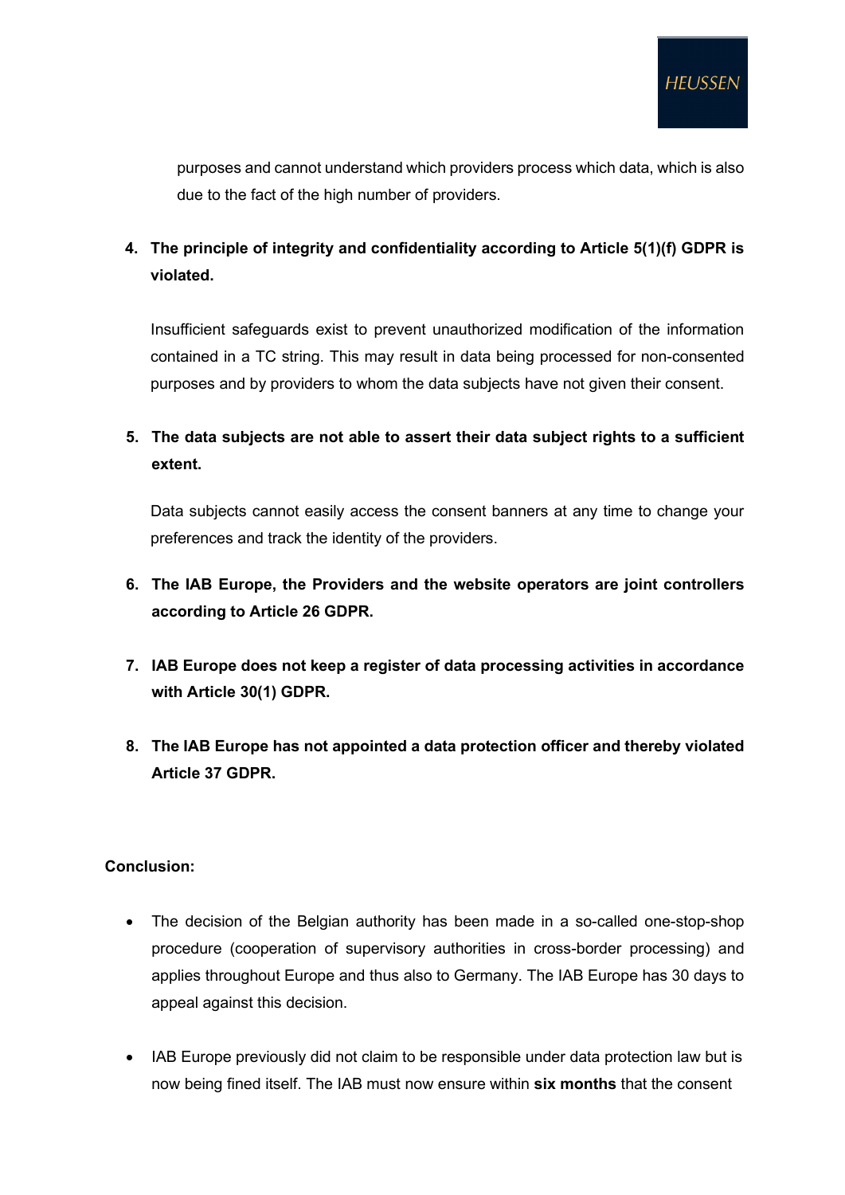purposes and cannot understand which providers process which data, which is also due to the fact of the high number of providers.

4. **The principle of integrity and confidentiality according to Article 5(1)(f) GDPR is violated.**

   Insufficient safeguards exist to prevent unauthorized modification of the information contained in a TC string. This may result in data being processed for non-consented purposes and by providers to whom the data subjects have not given their consent.

5. **The data subjects are not able to assert their data subject rights to a sufficient extent.**

   Data subjects cannot easily access the consent banners at any time to change your preferences and track the identity of the providers.

6. **The IAB Europe, the Providers and the website operators are joint controllers according to Article 26 GDPR.**

7. **IAB Europe does not keep a register of data processing activities in accordance with Article 30(1) GDPR.**

8. **The IAB Europe has not appointed a data protection officer and thereby violated Article 37 GDPR.**

**Conclusion:**

- The decision of the Belgian authority has been made in a so-called one-stop-shop procedure (cooperation of supervisory authorities in cross-border processing) and applies throughout Europe and thus also to Germany. The IAB Europe has 30 days to appeal against this decision.

- IAB Europe previously did not claim to be responsible under data protection law but is now being fined itself. The IAB must now ensure within **six months** that the consent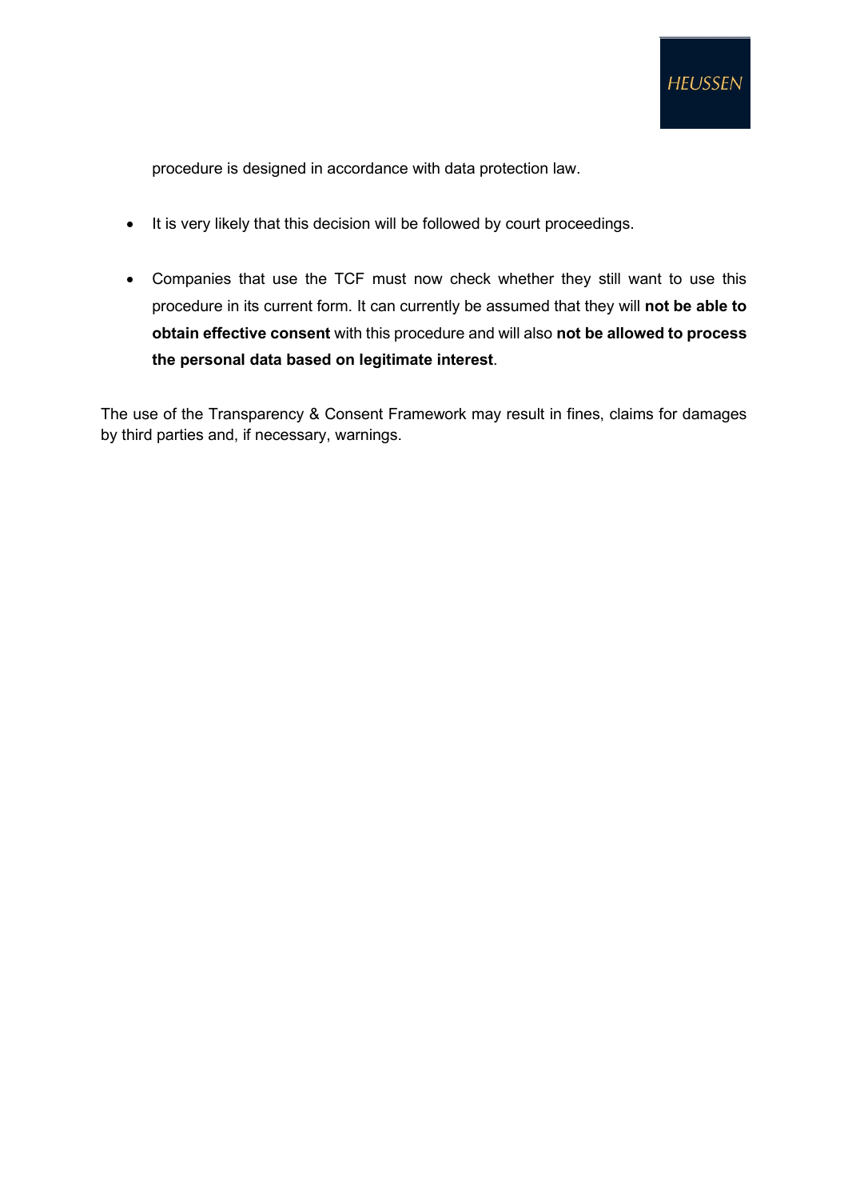procedure is designed in accordance with data protection law.

- It is very likely that this decision will be followed by court proceedings.
- Companies that use the TCF must now check whether they still want to use this procedure in its current form. It can currently be assumed that they will **not be able to obtain effective consent** with this procedure and will also **not be allowed to process the personal data based on legitimate interest**.

The use of the Transparency & Consent Framework may result in fines, claims for damages by third parties and, if necessary, warnings.